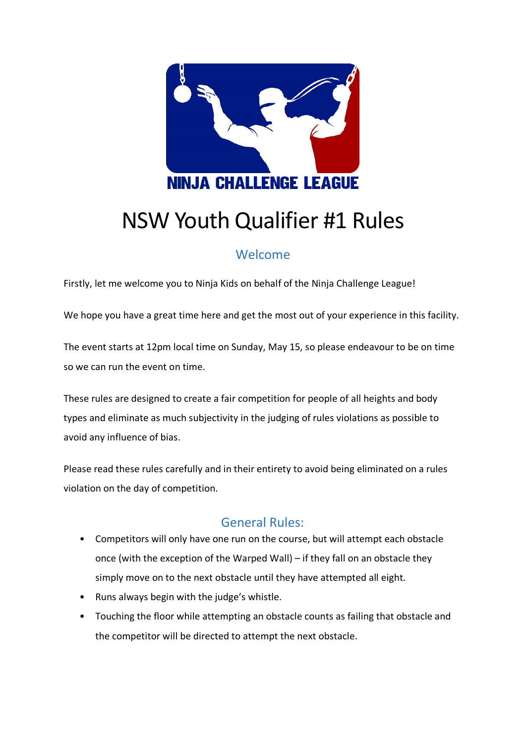NINJA CHALLENGE LEAGUE

# NSW Youth Qualifier #1 Rules

## Welcome

Firstly, let me welcome you to Ninja Kids on behalf of the Ninja Challenge League!

We hope you have a great time here and get the most out of your experience in this facility.

The event starts at 12pm local time on Sunday, May 15, so please endeavour to be on time so we can run the event on time.

These rules are designed to create a fair competition for people of all heights and body types and eliminate as much subjectivity in the judging of rules violations as possible to avoid any influence of bias.

Please read these rules carefully and in their entirety to avoid being eliminated on a rules violation on the day of competition.

## General Rules:

- Competitors will only have one run on the course, but will attempt each obstacle once (with the exception of the Warped Wall) – if they fall on an obstacle they simply move on to the next obstacle until they have attempted all eight.
- Runs always begin with the judge's whistle.
- Touching the floor while attempting an obstacle counts as failing that obstacle and the competitor will be directed to attempt the next obstacle.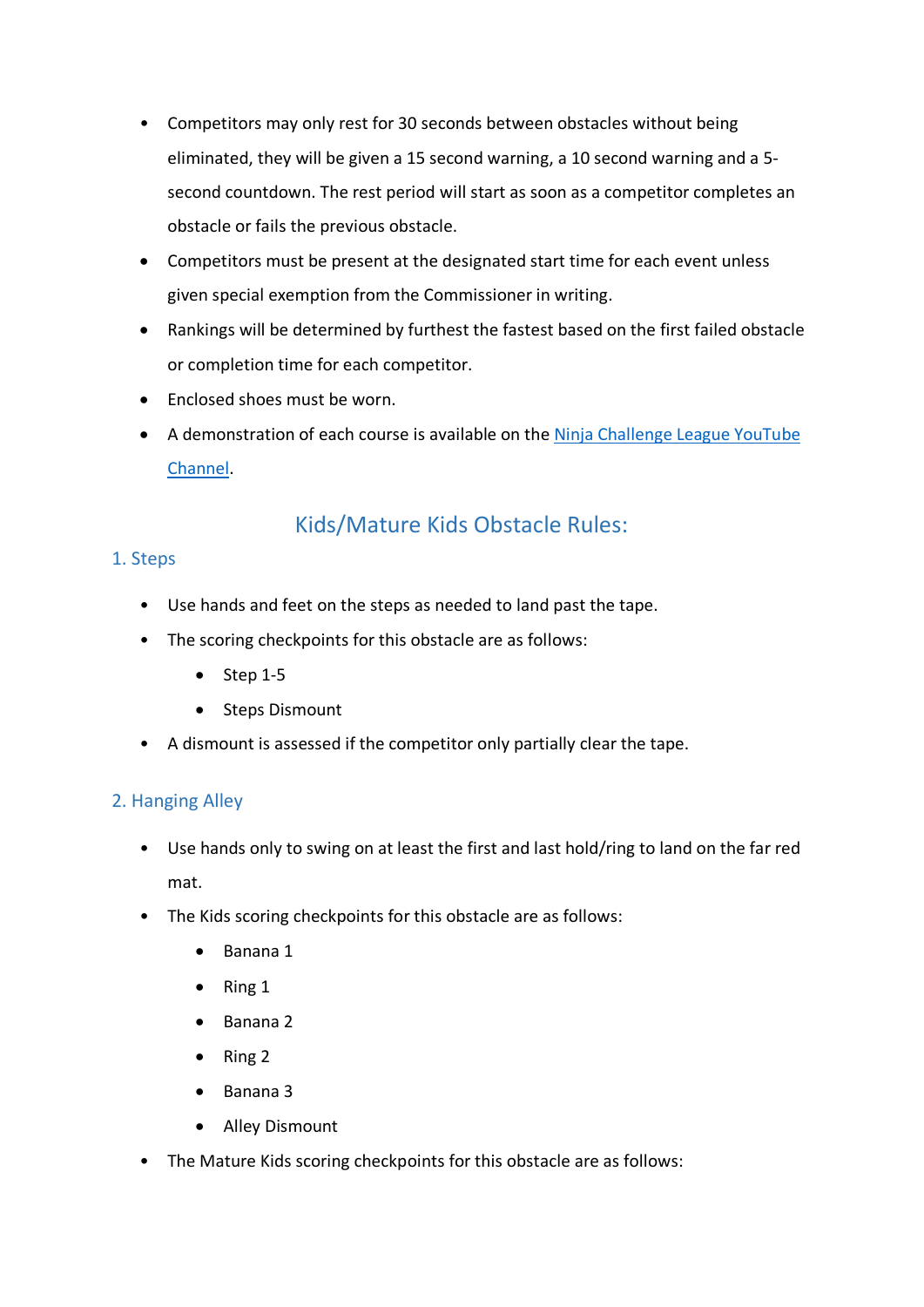- Competitors may only rest for 30 seconds between obstacles without being eliminated, they will be given a 15 second warning, a 10 second warning and a 5-second countdown. The rest period will start as soon as a competitor completes an obstacle or fails the previous obstacle.
- Competitors must be present at the designated start time for each event unless given special exemption from the Commissioner in writing.
- Rankings will be determined by furthest the fastest based on the first failed obstacle or completion time for each competitor.
- Enclosed shoes must be worn.
- A demonstration of each course is available on the [Ninja Challenge League YouTube Channel](#).

## Kids/Mature Kids Obstacle Rules:

### 1. Steps

- Use hands and feet on the steps as needed to land past the tape.
- The scoring checkpoints for this obstacle are as follows:
  - Step 1-5
  - Steps Dismount
- A dismount is assessed if the competitor only partially clear the tape.

### 2. Hanging Alley

- Use hands only to swing on at least the first and last hold/ring to land on the far red mat.
- The Kids scoring checkpoints for this obstacle are as follows:
  - Banana 1
  - Ring 1
  - Banana 2
  - Ring 2
  - Banana 3
  - Alley Dismount
- The Mature Kids scoring checkpoints for this obstacle are as follows: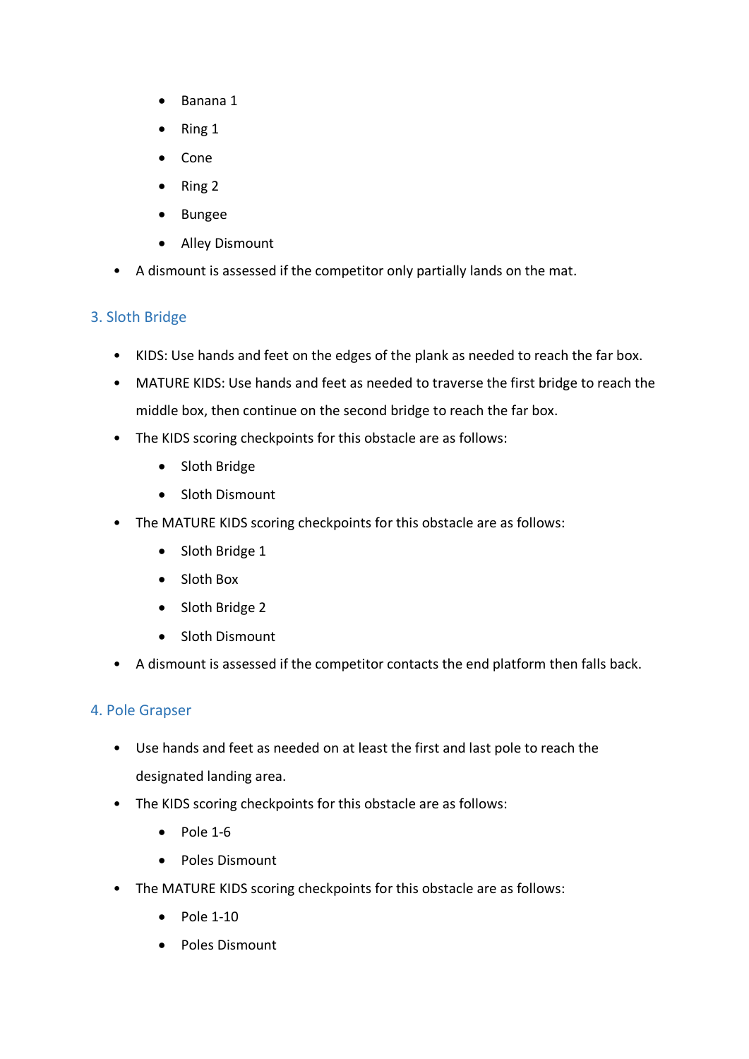- Banana 1
  - Ring 1
  - Cone
  - Ring 2
  - Bungee
  - Alley Dismount
- A dismount is assessed if the competitor only partially lands on the mat.

### 3. Sloth Bridge

- KIDS: Use hands and feet on the edges of the plank as needed to reach the far box.
- MATURE KIDS: Use hands and feet as needed to traverse the first bridge to reach the middle box, then continue on the second bridge to reach the far box.
- The KIDS scoring checkpoints for this obstacle are as follows:
  - Sloth Bridge
  - Sloth Dismount
- The MATURE KIDS scoring checkpoints for this obstacle are as follows:
  - Sloth Bridge 1
  - Sloth Box
  - Sloth Bridge 2
  - Sloth Dismount
- A dismount is assessed if the competitor contacts the end platform then falls back.

### 4. Pole Grapser

- Use hands and feet as needed on at least the first and last pole to reach the designated landing area.
- The KIDS scoring checkpoints for this obstacle are as follows:
  - Pole 1-6
  - Poles Dismount
- The MATURE KIDS scoring checkpoints for this obstacle are as follows:
  - Pole 1-10
  - Poles Dismount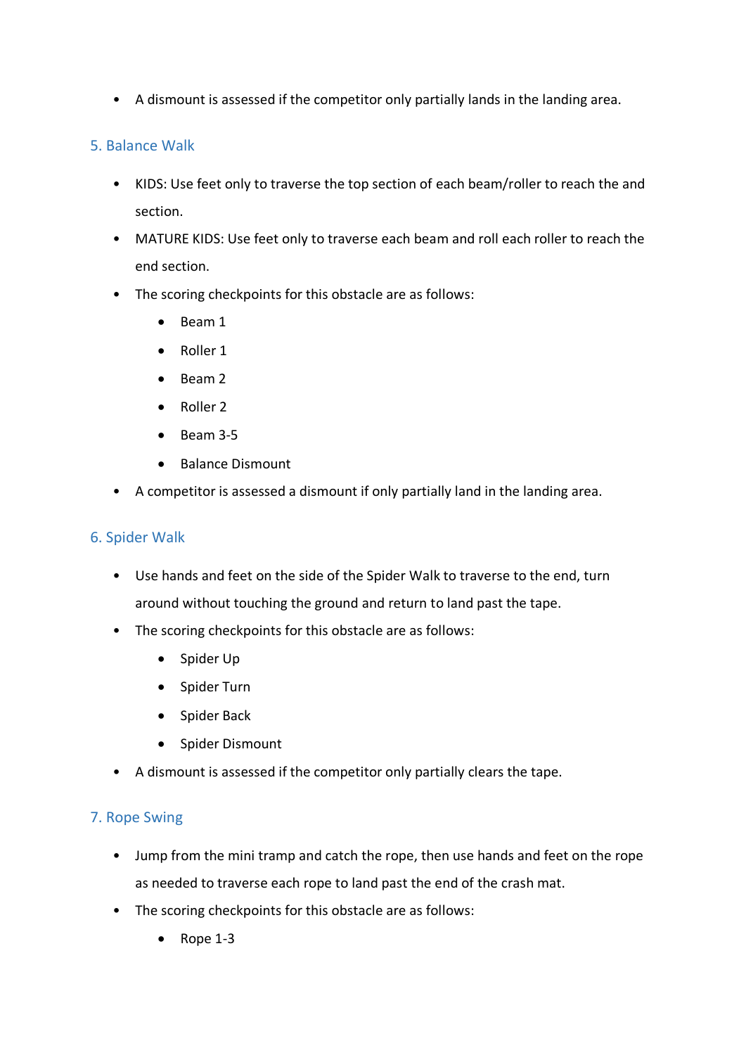- A dismount is assessed if the competitor only partially lands in the landing area.

## 5. Balance Walk

- KIDS: Use feet only to traverse the top section of each beam/roller to reach the and section.
- MATURE KIDS: Use feet only to traverse each beam and roll each roller to reach the end section.
- The scoring checkpoints for this obstacle are as follows:
  - Beam 1
  - Roller 1
  - Beam 2
  - Roller 2
  - Beam 3-5
  - Balance Dismount
- A competitor is assessed a dismount if only partially land in the landing area.

## 6. Spider Walk

- Use hands and feet on the side of the Spider Walk to traverse to the end, turn around without touching the ground and return to land past the tape.
- The scoring checkpoints for this obstacle are as follows:
  - Spider Up
  - Spider Turn
  - Spider Back
  - Spider Dismount
- A dismount is assessed if the competitor only partially clears the tape.

## 7. Rope Swing

- Jump from the mini tramp and catch the rope, then use hands and feet on the rope as needed to traverse each rope to land past the end of the crash mat.
- The scoring checkpoints for this obstacle are as follows:
  - Rope 1-3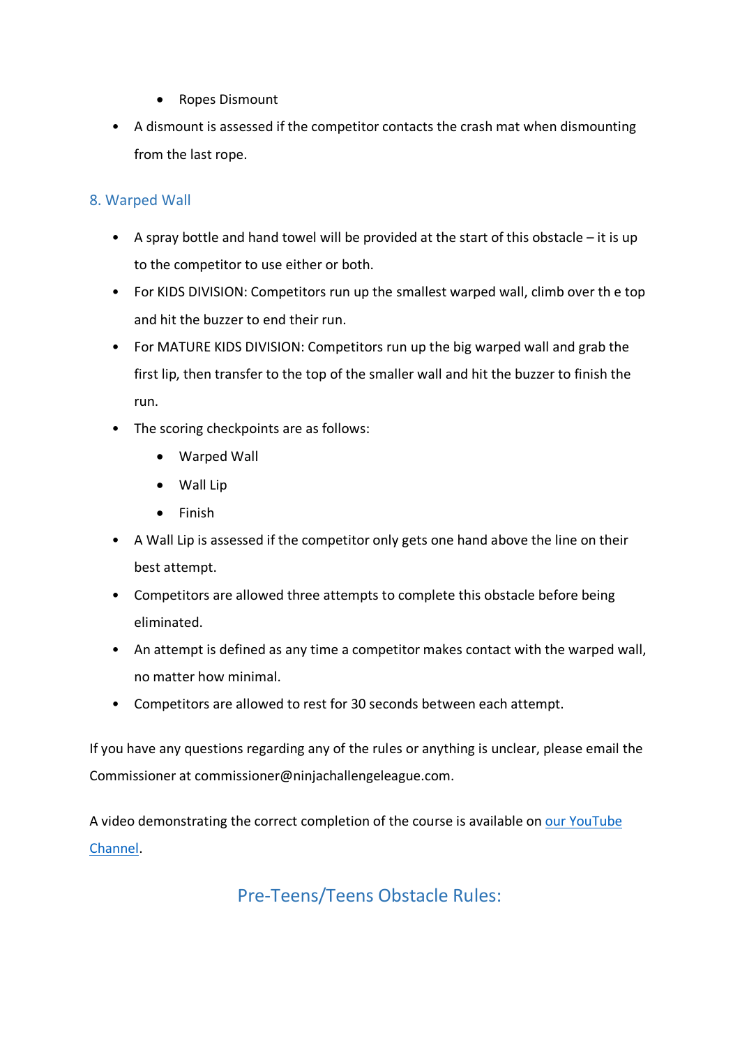- Ropes Dismount

- A dismount is assessed if the competitor contacts the crash mat when dismounting from the last rope.

### 8. Warped Wall

- A spray bottle and hand towel will be provided at the start of this obstacle – it is up to the competitor to use either or both.
- For KIDS DIVISION: Competitors run up the smallest warped wall, climb over th e top and hit the buzzer to end their run.
- For MATURE KIDS DIVISION: Competitors run up the big warped wall and grab the first lip, then transfer to the top of the smaller wall and hit the buzzer to finish the run.
- The scoring checkpoints are as follows:
  - Warped Wall
  - Wall Lip
  - Finish
- A Wall Lip is assessed if the competitor only gets one hand above the line on their best attempt.
- Competitors are allowed three attempts to complete this obstacle before being eliminated.
- An attempt is defined as any time a competitor makes contact with the warped wall, no matter how minimal.
- Competitors are allowed to rest for 30 seconds between each attempt.

If you have any questions regarding any of the rules or anything is unclear, please email the Commissioner at commissioner@ninjachallengeleague.com.

A video demonstrating the correct completion of the course is available on our YouTube Channel.

## Pre-Teens/Teens Obstacle Rules: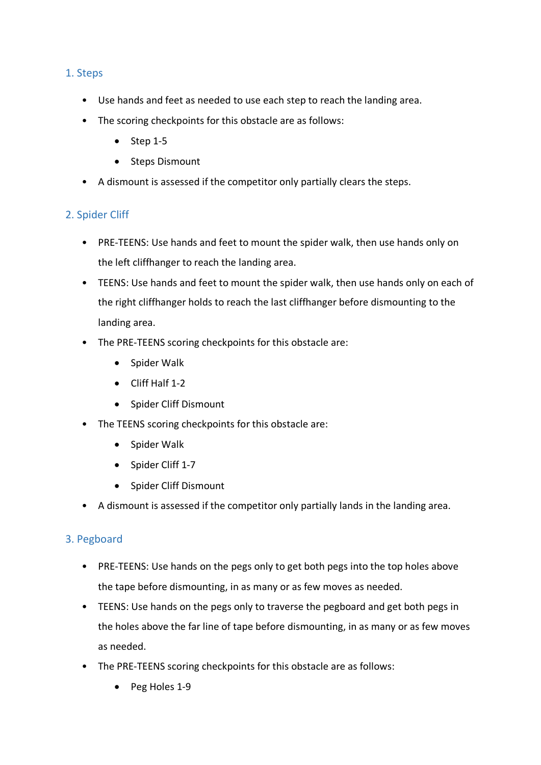## 1. Steps

- Use hands and feet as needed to use each step to reach the landing area.
- The scoring checkpoints for this obstacle are as follows:
    - Step 1-5
    - Steps Dismount
- A dismount is assessed if the competitor only partially clears the steps.

## 2. Spider Cliff

- PRE-TEENS: Use hands and feet to mount the spider walk, then use hands only on the left cliffhanger to reach the landing area.
- TEENS: Use hands and feet to mount the spider walk, then use hands only on each of the right cliffhanger holds to reach the last cliffhanger before dismounting to the landing area.
- The PRE-TEENS scoring checkpoints for this obstacle are:
    - Spider Walk
    - Cliff Half 1-2
    - Spider Cliff Dismount
- The TEENS scoring checkpoints for this obstacle are:
    - Spider Walk
    - Spider Cliff 1-7
    - Spider Cliff Dismount
- A dismount is assessed if the competitor only partially lands in the landing area.

## 3. Pegboard

- PRE-TEENS: Use hands on the pegs only to get both pegs into the top holes above the tape before dismounting, in as many or as few moves as needed.
- TEENS: Use hands on the pegs only to traverse the pegboard and get both pegs in the holes above the far line of tape before dismounting, in as many or as few moves as needed.
- The PRE-TEENS scoring checkpoints for this obstacle are as follows:
    - Peg Holes 1-9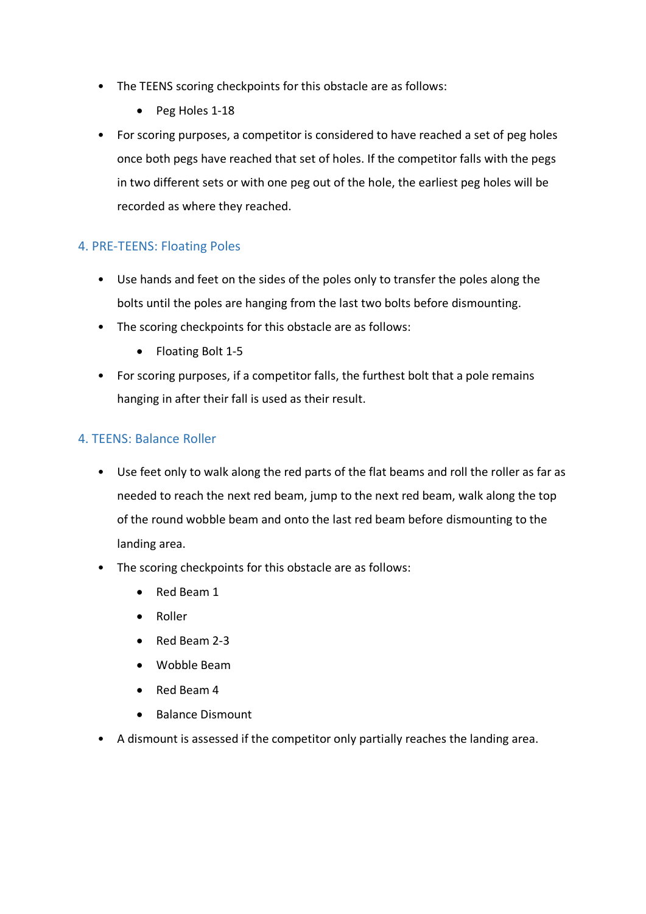- The TEENS scoring checkpoints for this obstacle are as follows:
  - Peg Holes 1-18
- For scoring purposes, a competitor is considered to have reached a set of peg holes once both pegs have reached that set of holes. If the competitor falls with the pegs in two different sets or with one peg out of the hole, the earliest peg holes will be recorded as where they reached.

### 4. PRE-TEENS: Floating Poles

- Use hands and feet on the sides of the poles only to transfer the poles along the bolts until the poles are hanging from the last two bolts before dismounting.
- The scoring checkpoints for this obstacle are as follows:
  - Floating Bolt 1-5
- For scoring purposes, if a competitor falls, the furthest bolt that a pole remains hanging in after their fall is used as their result.

### 4. TEENS: Balance Roller

- Use feet only to walk along the red parts of the flat beams and roll the roller as far as needed to reach the next red beam, jump to the next red beam, walk along the top of the round wobble beam and onto the last red beam before dismounting to the landing area.
- The scoring checkpoints for this obstacle are as follows:
  - Red Beam 1
  - Roller
  - Red Beam 2-3
  - Wobble Beam
  - Red Beam 4
  - Balance Dismount
- A dismount is assessed if the competitor only partially reaches the landing area.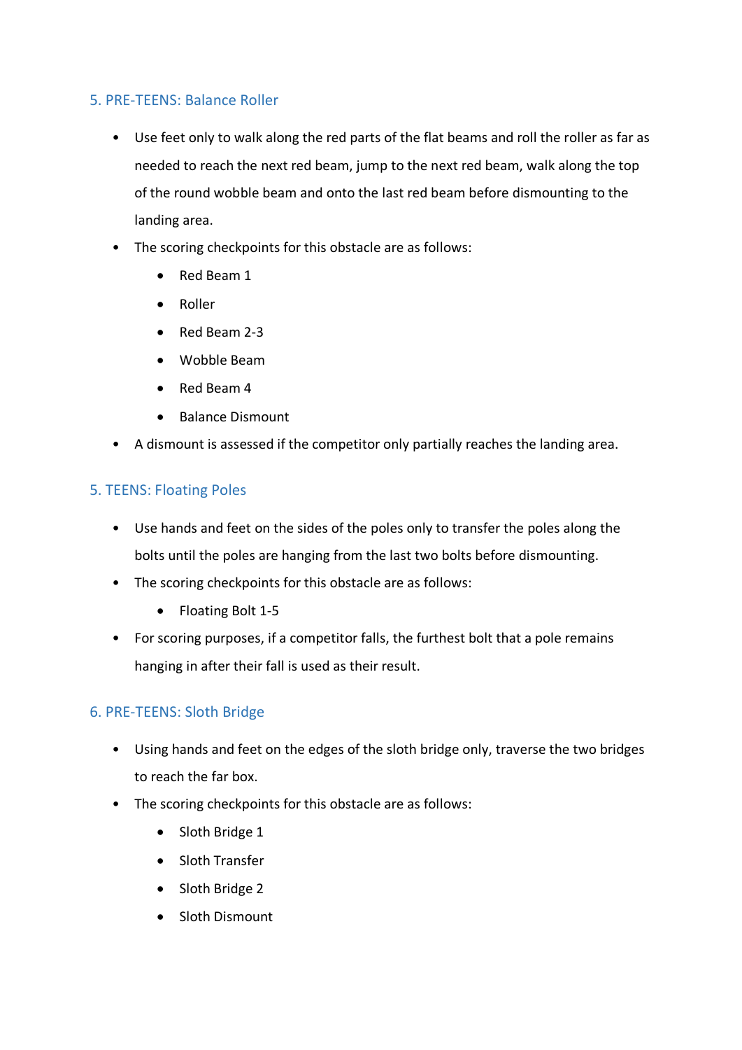## 5. PRE-TEENS: Balance Roller

- Use feet only to walk along the red parts of the flat beams and roll the roller as far as needed to reach the next red beam, jump to the next red beam, walk along the top of the round wobble beam and onto the last red beam before dismounting to the landing area.
- The scoring checkpoints for this obstacle are as follows:
  - Red Beam 1
  - Roller
  - Red Beam 2-3
  - Wobble Beam
  - Red Beam 4
  - Balance Dismount
- A dismount is assessed if the competitor only partially reaches the landing area.

## 5. TEENS: Floating Poles

- Use hands and feet on the sides of the poles only to transfer the poles along the bolts until the poles are hanging from the last two bolts before dismounting.
- The scoring checkpoints for this obstacle are as follows:
  - Floating Bolt 1-5
- For scoring purposes, if a competitor falls, the furthest bolt that a pole remains hanging in after their fall is used as their result.

## 6. PRE-TEENS: Sloth Bridge

- Using hands and feet on the edges of the sloth bridge only, traverse the two bridges to reach the far box.
- The scoring checkpoints for this obstacle are as follows:
  - Sloth Bridge 1
  - Sloth Transfer
  - Sloth Bridge 2
  - Sloth Dismount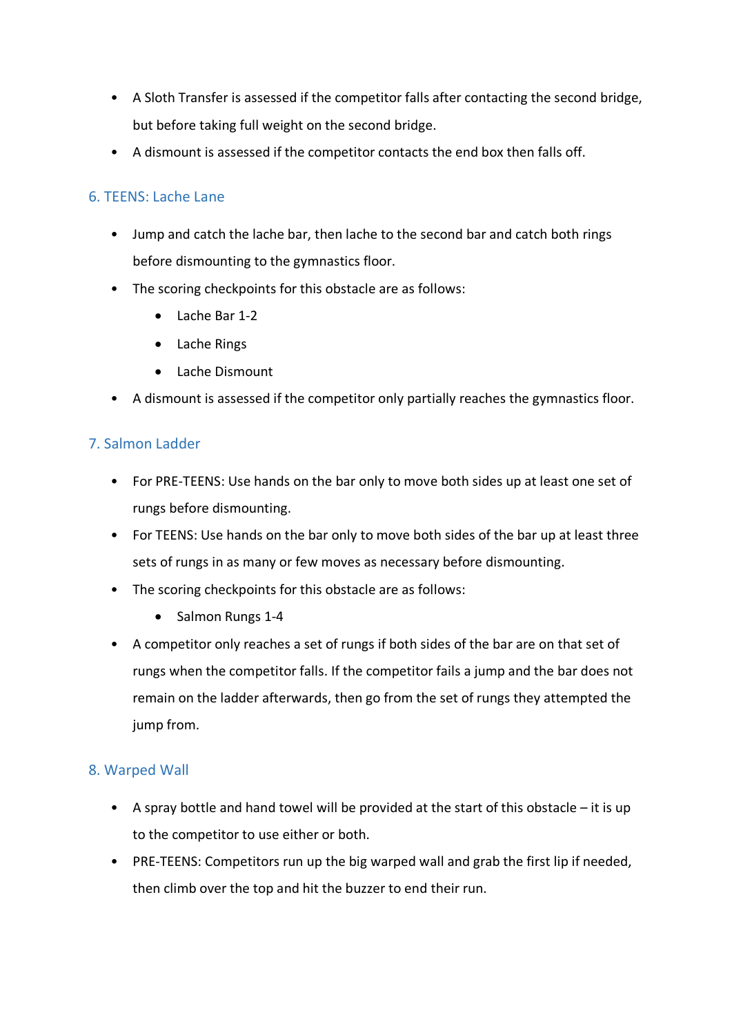- A Sloth Transfer is assessed if the competitor falls after contacting the second bridge, but before taking full weight on the second bridge.
- A dismount is assessed if the competitor contacts the end box then falls off.

## 6. TEENS: Lache Lane

- Jump and catch the lache bar, then lache to the second bar and catch both rings before dismounting to the gymnastics floor.
- The scoring checkpoints for this obstacle are as follows:
  - Lache Bar 1-2
  - Lache Rings
  - Lache Dismount
- A dismount is assessed if the competitor only partially reaches the gymnastics floor.

## 7. Salmon Ladder

- For PRE-TEENS: Use hands on the bar only to move both sides up at least one set of rungs before dismounting.
- For TEENS: Use hands on the bar only to move both sides of the bar up at least three sets of rungs in as many or few moves as necessary before dismounting.
- The scoring checkpoints for this obstacle are as follows:
  - Salmon Rungs 1-4
- A competitor only reaches a set of rungs if both sides of the bar are on that set of rungs when the competitor falls. If the competitor fails a jump and the bar does not remain on the ladder afterwards, then go from the set of rungs they attempted the jump from.

## 8. Warped Wall

- A spray bottle and hand towel will be provided at the start of this obstacle – it is up to the competitor to use either or both.
- PRE-TEENS: Competitors run up the big warped wall and grab the first lip if needed, then climb over the top and hit the buzzer to end their run.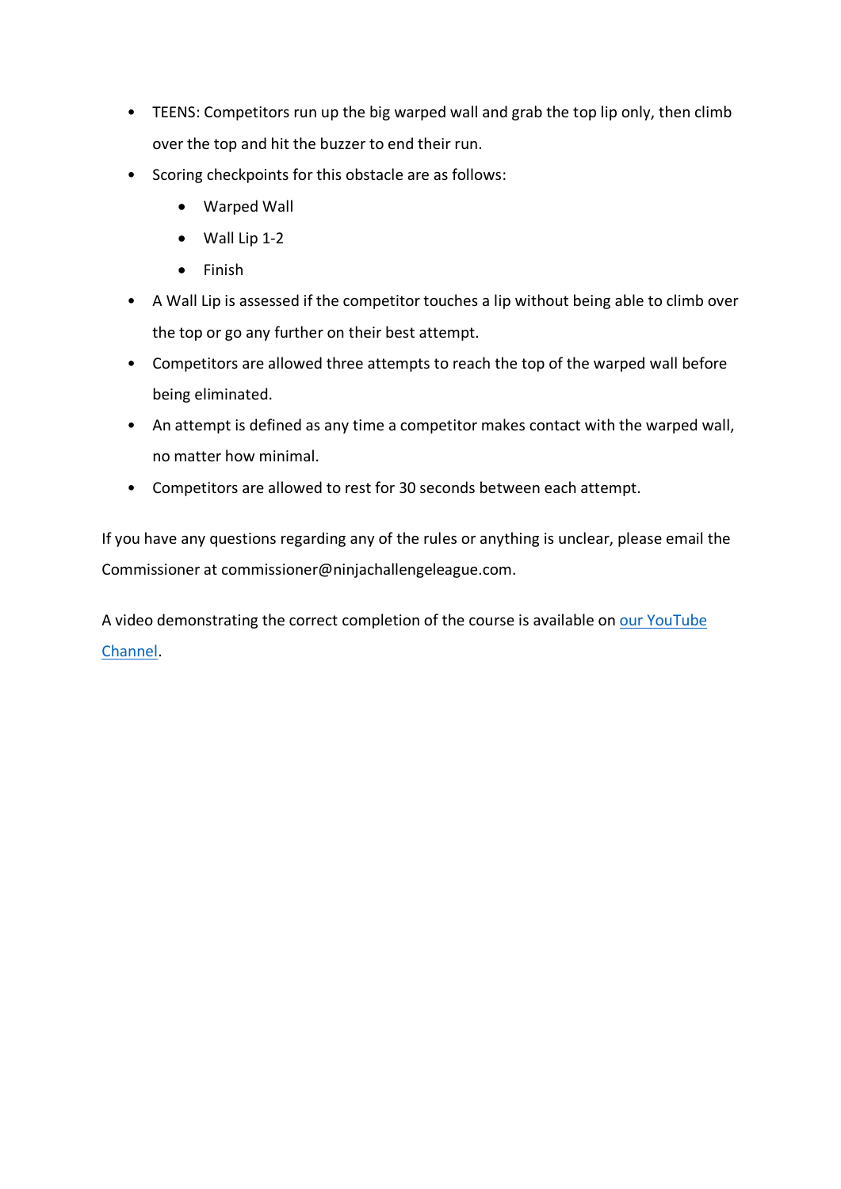- TEENS: Competitors run up the big warped wall and grab the top lip only, then climb over the top and hit the buzzer to end their run.
- Scoring checkpoints for this obstacle are as follows:
    - Warped Wall
    - Wall Lip 1-2
    - Finish
- A Wall Lip is assessed if the competitor touches a lip without being able to climb over the top or go any further on their best attempt.
- Competitors are allowed three attempts to reach the top of the warped wall before being eliminated.
- An attempt is defined as any time a competitor makes contact with the warped wall, no matter how minimal.
- Competitors are allowed to rest for 30 seconds between each attempt.

If you have any questions regarding any of the rules or anything is unclear, please email the Commissioner at commissioner@ninjachallengeleague.com.

A video demonstrating the correct completion of the course is available on our YouTube Channel.